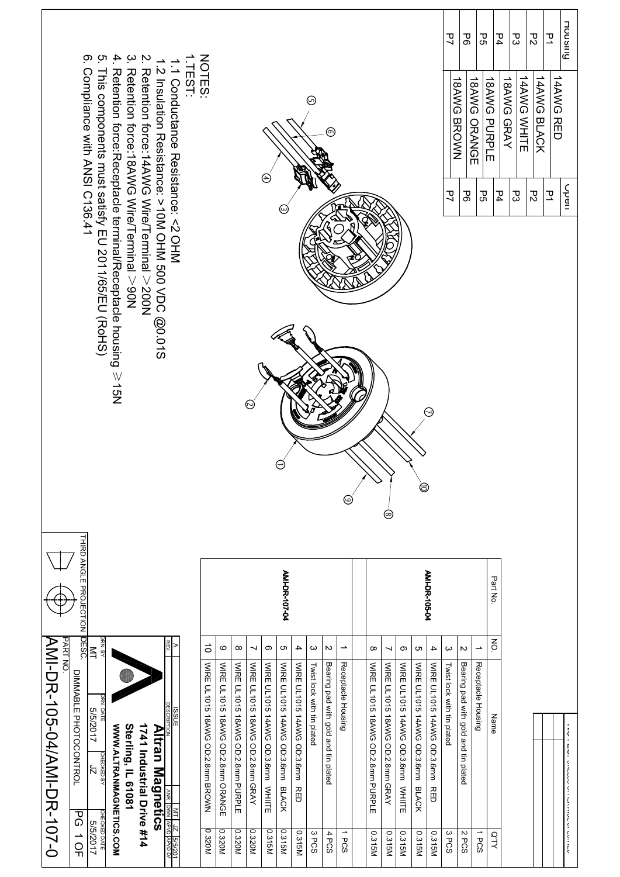| housing | | Open |
|---|---|---|
| P1 | 14AWG RED | P1 |
| P2 | 14AWG BLACK | P2 |
| P3 | 14AWG WHITE | P3 |
| P4 | 18AWG GRAY | P4 |
| P5 | 18AWG PURPLE | P5 |
| P6 | 18AWG ORANGE | P6 |
| P7 | 18AWG BROWN | P7 |

NOTES:

1. TEST:
   - 1.1 Conductance Resistance: <2 OHM
   - 1.2 Insulation Resistance: >10M OHM 500 VDC @0.01S
2. Retention force:14AWG Wire/Terminal >200N
3. Retention force:18AWG Wire/Terminal >90N
4. Retention force:Receptacle terminal/Receptacle housing ≥15N
5. This components must satisfy EU 2011/65/EU (RoHS)
6. Compliance with ANSI C136.41

| Part No. | NO. | Name | QTY |
|---|---|---|---|
| AMI-DR-105-04 | 1 | Receptacle Housing | 1 PCS |
| | 2 | Bearing pad with gold and tin plated | 2 PCS |
| | 3 | Twist lock with tin plated | 3 PCS |
| | 4 | WIRE UL1015 14AWG OD:3.6mm RED | 0.315M |
| | 5 | WIRE UL1015 14AWG OD:3.6mm BLACK | 0.315M |
| | 6 | WIRE UL1015 14AWG OD:3.6mm WHITE | 0.315M |
| | 7 | WIRE UL1015 18AWG OD:2.8mm GRAY | 0.315M |
| | 8 | WIRE UL1015 18AWG OD:2.8mm PURPLE | 0.315M |
| AMI-DR-107-04 | 1 | Receptacle Housing | 1 PCS |
| | 2 | Bearing pad with gold and tin plated | 4 PCS |
| | 3 | Twist lock with tin plated | 3 PCS |
| | 4 | WIRE UL1015 14AWG OD:3.6mm RED | 0.315M |
| | 5 | WIRE UL1015 14AWG OD:3.6mm BLACK | 0.315M |
| | 6 | WIRE UL1015 14AWG OD:3.6mm WHITE | 0.315M |
| | 7 | WIRE UL1015 18AWG OD:2.8mm GRAY | 0.320M |
| | 8 | WIRE UL1015 18AWG OD:2.8mm PURPLE | 0.320M |
| | 9 | WIRE UL1015 18AWG OD:2.8mm ORANGE | 0.320M |
| | 10 | WIRE UL1015 18AWG OD:2.8mm BROWN | 0.320M |

NOTES: UNLESS OTHERWISE SPECIFIED

| REV | DESCRIPTION | ANR | DWN | APVD | APVD DT |
|---|---|---|---|---|---|
| A | ISSUE | | MT | JZ | 5/5/201 |

**Altran Magnetics**
**1741 Industrial Drive #14**
**Sterling, IL 61081**
**WWW.ALTRANMAGNETICS.COM**

| DRN BY | DRN DATE | CHECKED BY | CHECKED DATE |
|---|---|---|---|
| MT | 5/5/2017 | JZ | 5/5/2017 |

DESC. DIMMABLE PHOTOCONTROL — PG 1 OF

PART NO. AMI-DR-105-04/AMI-DR-107-0

THIRD ANGLE PROJECTION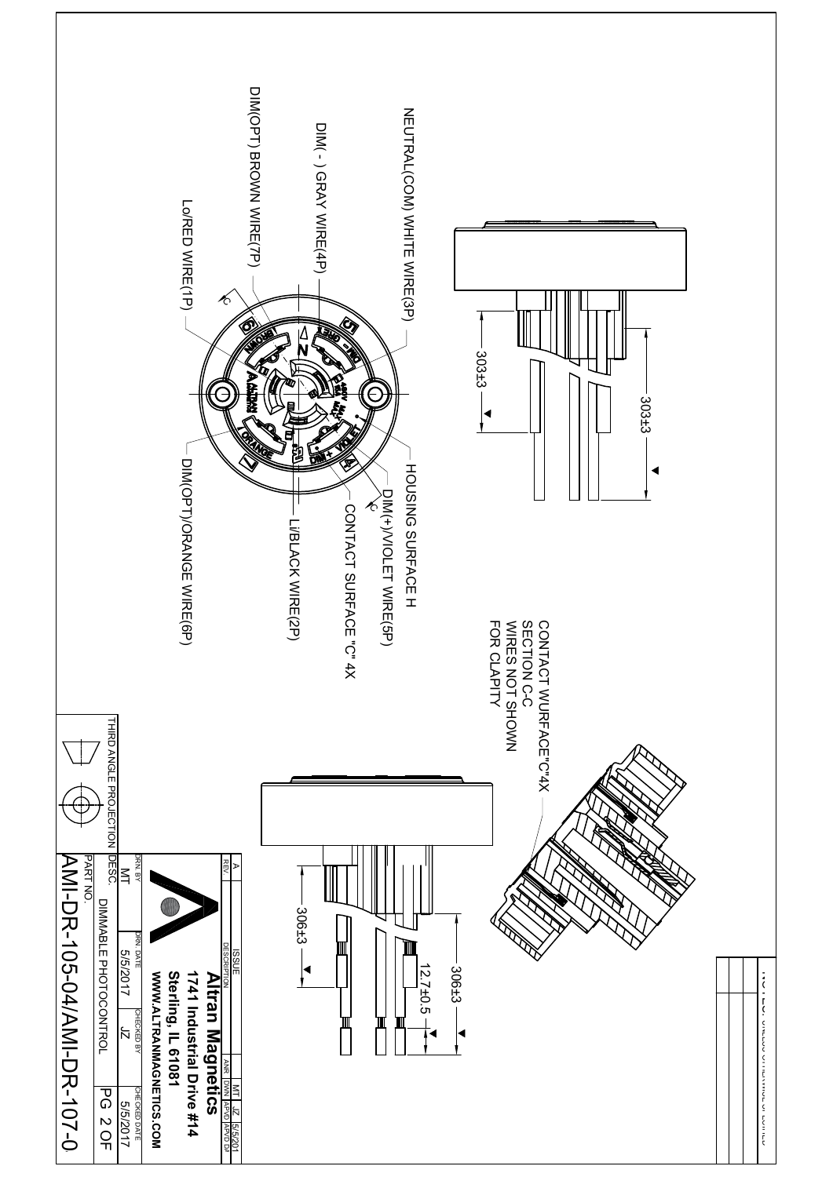NEUTRAL(COM) WHITE WIRE(3P)

DIM( - ) GRAY WIRE(4P)

DIM(OPT) BROWN WIRE(7P)

Lo/RED WIRE(1P)

HOUSING SURFACE H

DIM(+)/VIOLET WIRE(5P)

CONTACT SURFACE "C" 4X

Li/BLACK WIRE(2P)

DIM(OPT)/ORANGE WIRE(6P)

303±3

303±3

CONTACT WURFACE"C"4X
SECTION C-C
WIRES NOT SHOWN
FOR CLAPITY

306±3

306±3

12.7±0.5

NOTES: UNLESS OTHERWISE SPECIFIED

THIRD ANGLE PROJECTION

| REV | DESCRIPTION | DWN | APV'D | DATE |
|---|---|---|---|---|
| A | ISSUE | MT | JZ | 5/5/201 |

**Altran Magnetics**
**1741 Industrial Drive #14**
**Sterling, IL 61081**
**WWW.ALTRANMAGNETICS.COM**

| DRN BY | DRN. DATE | CHECKED BY | CHECKED DATE |
|---|---|---|---|
| MT | 5/5/2017 | JZ | 5/5/2017 |

DESC. DIMMABLE PHOTOCONTROL

PART NO. AMI-DR-105-04/AMI-DR-107-0